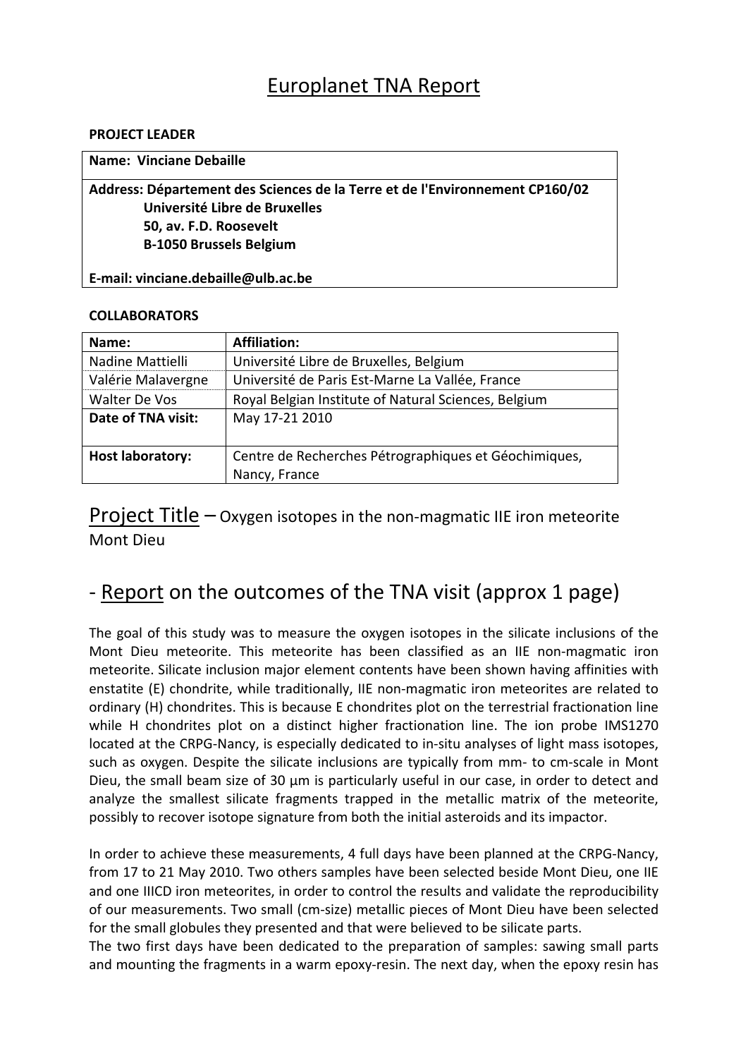# Europlanet TNA Report

**PROJECT LEADER**

| **Name: Vinciane Debaille** |
|---|
| **Address: Département des Sciences de la Terre et de l'Environnement CP160/02<br>Université Libre de Bruxelles<br>50, av. F.D. Roosevelt<br>B-1050 Brussels Belgium<br><br>E-mail: vinciane.debaille@ulb.ac.be** |

**COLLABORATORS**

| **Name:** | **Affiliation:** |
|---|---|
| Nadine Mattielli | Université Libre de Bruxelles, Belgium |
| Valérie Malavergne | Université de Paris Est-Marne La Vallée, France |
| Walter De Vos | Royal Belgian Institute of Natural Sciences, Belgium |
| **Date of TNA visit:** | May 17-21 2010 |
| **Host laboratory:** | Centre de Recherches Pétrographiques et Géochimiques, Nancy, France |

## Project Title – Oxygen isotopes in the non-magmatic IIE iron meteorite Mont Dieu

## - Report on the outcomes of the TNA visit (approx 1 page)

The goal of this study was to measure the oxygen isotopes in the silicate inclusions of the Mont Dieu meteorite. This meteorite has been classified as an IIE non-magmatic iron meteorite. Silicate inclusion major element contents have been shown having affinities with enstatite (E) chondrite, while traditionally, IIE non-magmatic iron meteorites are related to ordinary (H) chondrites. This is because E chondrites plot on the terrestrial fractionation line while H chondrites plot on a distinct higher fractionation line. The ion probe IMS1270 located at the CRPG-Nancy, is especially dedicated to in-situ analyses of light mass isotopes, such as oxygen. Despite the silicate inclusions are typically from mm- to cm-scale in Mont Dieu, the small beam size of 30 µm is particularly useful in our case, in order to detect and analyze the smallest silicate fragments trapped in the metallic matrix of the meteorite, possibly to recover isotope signature from both the initial asteroids and its impactor.

In order to achieve these measurements, 4 full days have been planned at the CRPG-Nancy, from 17 to 21 May 2010. Two others samples have been selected beside Mont Dieu, one IIE and one IIICD iron meteorites, in order to control the results and validate the reproducibility of our measurements. Two small (cm-size) metallic pieces of Mont Dieu have been selected for the small globules they presented and that were believed to be silicate parts.
The two first days have been dedicated to the preparation of samples: sawing small parts and mounting the fragments in a warm epoxy-resin. The next day, when the epoxy resin has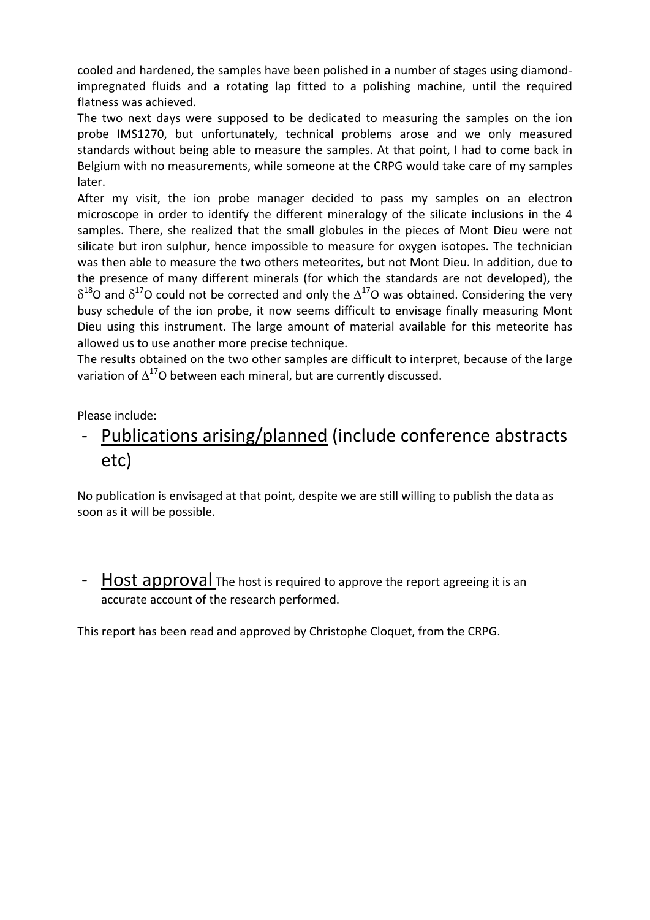cooled and hardened, the samples have been polished in a number of stages using diamond-impregnated fluids and a rotating lap fitted to a polishing machine, until the required flatness was achieved.

The two next days were supposed to be dedicated to measuring the samples on the ion probe IMS1270, but unfortunately, technical problems arose and we only measured standards without being able to measure the samples. At that point, I had to come back in Belgium with no measurements, while someone at the CRPG would take care of my samples later.

After my visit, the ion probe manager decided to pass my samples on an electron microscope in order to identify the different mineralogy of the silicate inclusions in the 4 samples. There, she realized that the small globules in the pieces of Mont Dieu were not silicate but iron sulphur, hence impossible to measure for oxygen isotopes. The technician was then able to measure the two others meteorites, but not Mont Dieu. In addition, due to the presence of many different minerals (for which the standards are not developed), the $\delta^{18}$O and $\delta^{17}$O could not be corrected and only the $\Delta^{17}$O was obtained. Considering the very busy schedule of the ion probe, it now seems difficult to envisage finally measuring Mont Dieu using this instrument. The large amount of material available for this meteorite has allowed us to use another more precise technique.

The results obtained on the two other samples are difficult to interpret, because of the large variation of $\Delta^{17}$O between each mineral, but are currently discussed.

Please include:

- <u>Publications arising/planned</u> (include conference abstracts etc)

No publication is envisaged at that point, despite we are still willing to publish the data as soon as it will be possible.

- <u>Host approval</u> The host is required to approve the report agreeing it is an accurate account of the research performed.

This report has been read and approved by Christophe Cloquet, from the CRPG.